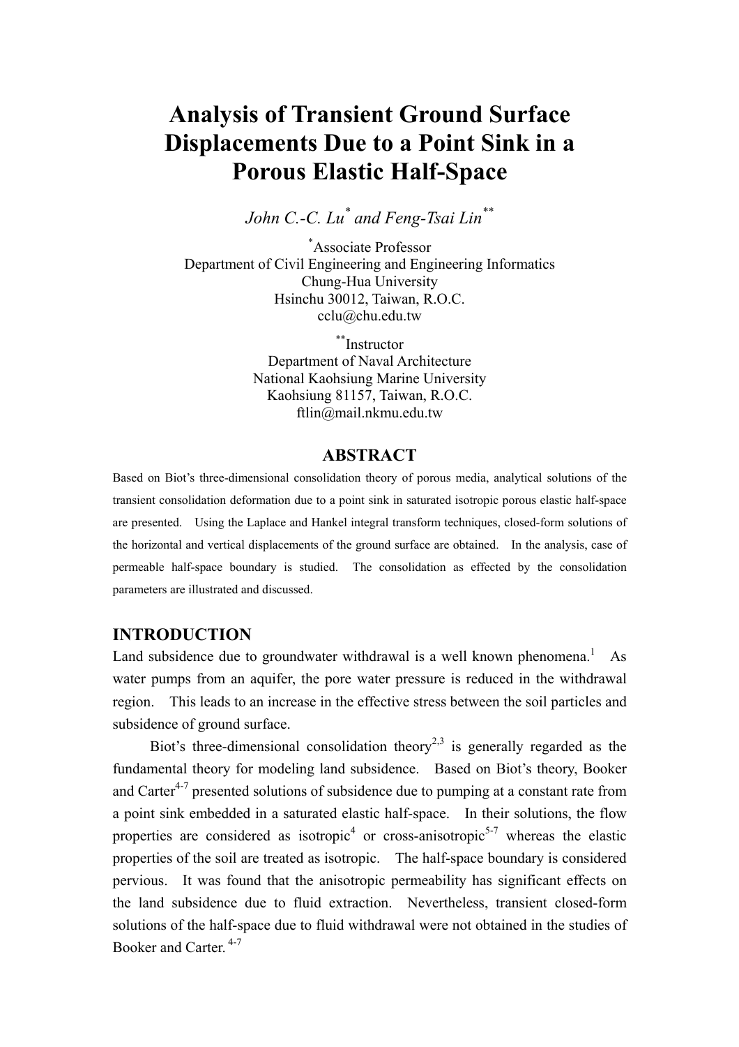# Analysis of Transient Ground Surface Displacements Due to a Point Sink in a Porous Elastic Half-Space

*John C.-C. Lu*[*] *and Feng-Tsai Lin*[**]

[*]Associate Professor
Department of Civil Engineering and Engineering Informatics
Chung-Hua University
Hsinchu 30012, Taiwan, R.O.C.
cclu@chu.edu.tw

[**]Instructor
Department of Naval Architecture
National Kaohsiung Marine University
Kaohsiung 81157, Taiwan, R.O.C.
ftlin@mail.nkmu.edu.tw

## ABSTRACT

Based on Biot's three-dimensional consolidation theory of porous media, analytical solutions of the transient consolidation deformation due to a point sink in saturated isotropic porous elastic half-space are presented. Using the Laplace and Hankel integral transform techniques, closed-form solutions of the horizontal and vertical displacements of the ground surface are obtained. In the analysis, case of permeable half-space boundary is studied. The consolidation as effected by the consolidation parameters are illustrated and discussed.

## INTRODUCTION

Land subsidence due to groundwater withdrawal is a well known phenomena.[1] As water pumps from an aquifer, the pore water pressure is reduced in the withdrawal region. This leads to an increase in the effective stress between the soil particles and subsidence of ground surface.

Biot's three-dimensional consolidation theory[2,3] is generally regarded as the fundamental theory for modeling land subsidence. Based on Biot's theory, Booker and Carter[4-7] presented solutions of subsidence due to pumping at a constant rate from a point sink embedded in a saturated elastic half-space. In their solutions, the flow properties are considered as isotropic[4] or cross-anisotropic[5-7] whereas the elastic properties of the soil are treated as isotropic. The half-space boundary is considered pervious. It was found that the anisotropic permeability has significant effects on the land subsidence due to fluid extraction. Nevertheless, transient closed-form solutions of the half-space due to fluid withdrawal were not obtained in the studies of Booker and Carter.[4-7]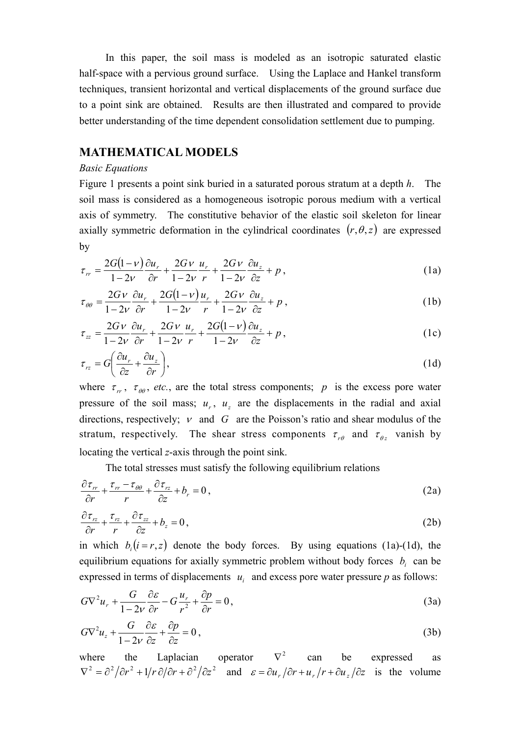In this paper, the soil mass is modeled as an isotropic saturated elastic half-space with a pervious ground surface. Using the Laplace and Hankel transform techniques, transient horizontal and vertical displacements of the ground surface due to a point sink are obtained. Results are then illustrated and compared to provide better understanding of the time dependent consolidation settlement due to pumping.

## MATHEMATICAL MODELS

*Basic Equations*

Figure 1 presents a point sink buried in a saturated porous stratum at a depth $h$. The soil mass is considered as a homogeneous isotropic porous medium with a vertical axis of symmetry. The constitutive behavior of the elastic soil skeleton for linear axially symmetric deformation in the cylindrical coordinates $(r, \theta, z)$ are expressed by

$$\tau_{rr} = \frac{2G(1-\nu)}{1-2\nu}\frac{\partial u_r}{\partial r} + \frac{2G\nu}{1-2\nu}\frac{u_r}{r} + \frac{2G\nu}{1-2\nu}\frac{\partial u_z}{\partial z} + p\,, \tag{1a}$$

$$\tau_{\theta\theta} = \frac{2G\nu}{1-2\nu}\frac{\partial u_r}{\partial r} + \frac{2G(1-\nu)}{1-2\nu}\frac{u_r}{r} + \frac{2G\nu}{1-2\nu}\frac{\partial u_z}{\partial z} + p\,, \tag{1b}$$

$$\tau_{zz} = \frac{2G\nu}{1-2\nu}\frac{\partial u_r}{\partial r} + \frac{2G\nu}{1-2\nu}\frac{u_r}{r} + \frac{2G(1-\nu)}{1-2\nu}\frac{\partial u_z}{\partial z} + p\,, \tag{1c}$$

$$\tau_{rz} = G\left(\frac{\partial u_r}{\partial z} + \frac{\partial u_z}{\partial r}\right), \tag{1d}$$

where $\tau_{rr}$, $\tau_{\theta\theta}$, *etc.*, are the total stress components; $p$ is the excess pore water pressure of the soil mass; $u_r$, $u_z$ are the displacements in the radial and axial directions, respectively; $\nu$ and $G$ are the Poisson's ratio and shear modulus of the stratum, respectively. The shear stress components $\tau_{r\theta}$ and $\tau_{\theta z}$ vanish by locating the vertical $z$-axis through the point sink.

The total stresses must satisfy the following equilibrium relations

$$\frac{\partial \tau_{rr}}{\partial r} + \frac{\tau_{rr} - \tau_{\theta\theta}}{r} + \frac{\partial \tau_{rz}}{\partial z} + b_r = 0\,, \tag{2a}$$

$$\frac{\partial \tau_{rz}}{\partial r} + \frac{\tau_{rz}}{r} + \frac{\partial \tau_{zz}}{\partial z} + b_z = 0\,, \tag{2b}$$

in which $b_i (i = r, z)$ denote the body forces. By using equations (1a)-(1d), the equilibrium equations for axially symmetric problem without body forces $b_i$ can be expressed in terms of displacements $u_i$ and excess pore water pressure $p$ as follows:

$$G\nabla^2 u_r + \frac{G}{1-2\nu}\frac{\partial \varepsilon}{\partial r} - G\frac{u_r}{r^2} + \frac{\partial p}{\partial r} = 0\,, \tag{3a}$$

$$G\nabla^2 u_z + \frac{G}{1-2\nu}\frac{\partial \varepsilon}{\partial z} + \frac{\partial p}{\partial z} = 0\,, \tag{3b}$$

where the Laplacian operator $\nabla^2$ can be expressed as $\nabla^2 = \partial^2/\partial r^2 + 1/r\,\partial/\partial r + \partial^2/\partial z^2$ and $\varepsilon = \partial u_r/\partial r + u_r/r + \partial u_z/\partial z$ is the volume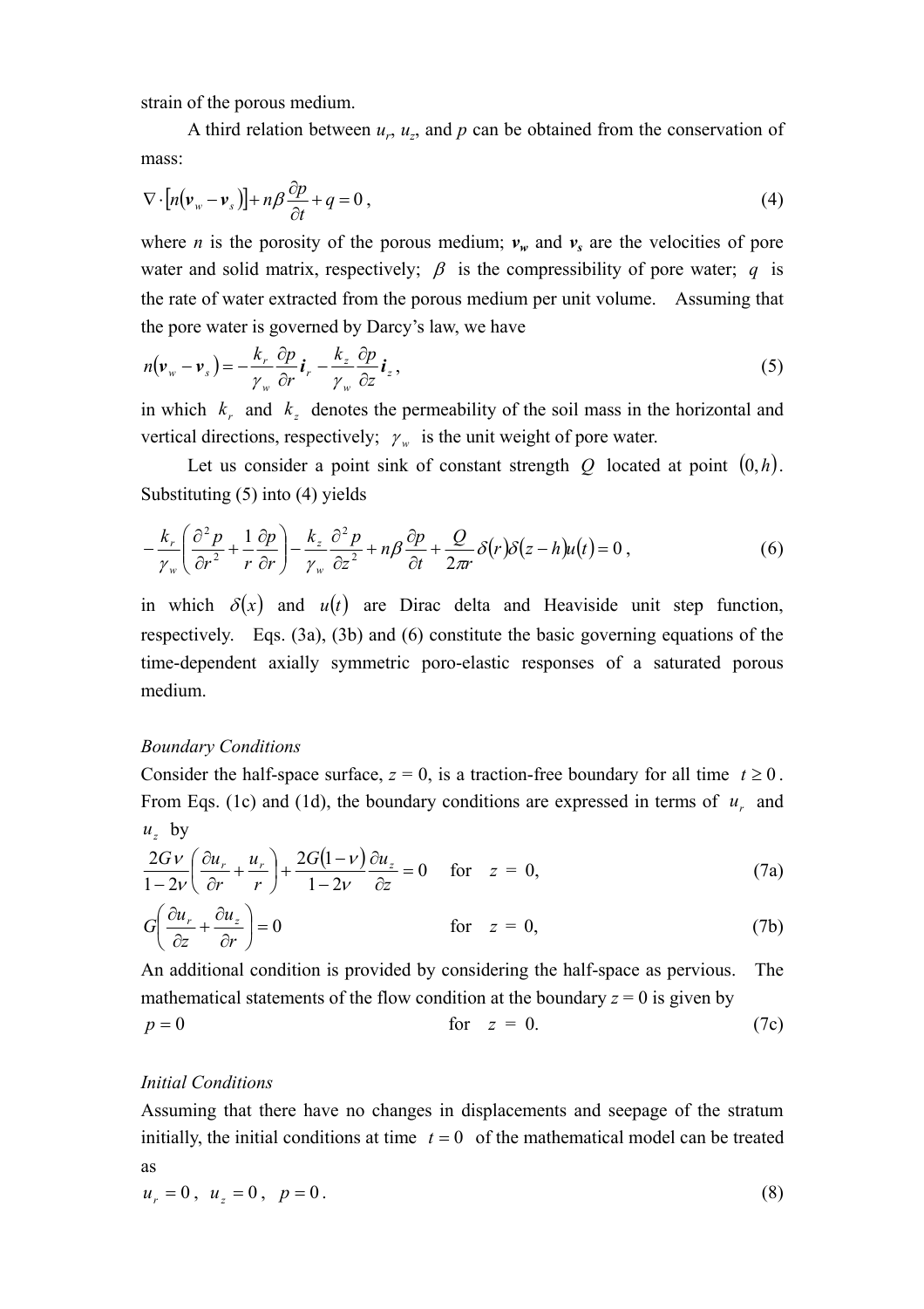strain of the porous medium.

A third relation between $u_r$, $u_z$, and $p$ can be obtained from the conservation of mass:

$$\nabla \cdot \left[ n\left( \boldsymbol{v}_w - \boldsymbol{v}_s \right) \right] + n\beta \frac{\partial p}{\partial t} + q = 0\,, \tag{4}$$

where $n$ is the porosity of the porous medium; $\boldsymbol{v_w}$ and $\boldsymbol{v_s}$ are the velocities of pore water and solid matrix, respectively; $\beta$ is the compressibility of pore water; $q$ is the rate of water extracted from the porous medium per unit volume. Assuming that the pore water is governed by Darcy's law, we have

$$n\left( \boldsymbol{v}_w - \boldsymbol{v}_s \right) = -\frac{k_r}{\gamma_w}\frac{\partial p}{\partial r}\boldsymbol{i}_r - \frac{k_z}{\gamma_w}\frac{\partial p}{\partial z}\boldsymbol{i}_z\,, \tag{5}$$

in which $k_r$ and $k_z$ denotes the permeability of the soil mass in the horizontal and vertical directions, respectively; $\gamma_w$ is the unit weight of pore water.

Let us consider a point sink of constant strength $Q$ located at point $(0, h)$. Substituting (5) into (4) yields

$$-\frac{k_r}{\gamma_w}\left( \frac{\partial^2 p}{\partial r^2} + \frac{1}{r}\frac{\partial p}{\partial r} \right) - \frac{k_z}{\gamma_w}\frac{\partial^2 p}{\partial z^2} + n\beta \frac{\partial p}{\partial t} + \frac{Q}{2\pi r}\delta(r)\delta(z-h)u(t) = 0\,, \tag{6}$$

in which $\delta(x)$ and $u(t)$ are Dirac delta and Heaviside unit step function, respectively. Eqs. (3a), (3b) and (6) constitute the basic governing equations of the time-dependent axially symmetric poro-elastic responses of a saturated porous medium.

*Boundary Conditions*

Consider the half-space surface, $z = 0$, is a traction-free boundary for all time $t \geq 0$. From Eqs. (1c) and (1d), the boundary conditions are expressed in terms of $u_r$ and $u_z$ by

$$\frac{2G\nu}{1-2\nu}\left( \frac{\partial u_r}{\partial r} + \frac{u_r}{r} \right) + \frac{2G(1-\nu)}{1-2\nu}\frac{\partial u_z}{\partial z} = 0 \quad \text{for} \quad z = 0, \tag{7a}$$

$$G\left( \frac{\partial u_r}{\partial z} + \frac{\partial u_z}{\partial r} \right) = 0 \quad \text{for} \quad z = 0, \tag{7b}$$

An additional condition is provided by considering the half-space as pervious. The mathematical statements of the flow condition at the boundary $z = 0$ is given by

$$p = 0 \quad \text{for} \quad z = 0. \tag{7c}$$

*Initial Conditions*

Assuming that there have no changes in displacements and seepage of the stratum initially, the initial conditions at time $t = 0$ of the mathematical model can be treated as

$$u_r = 0\,,\ u_z = 0\,,\ p = 0\,. \tag{8}$$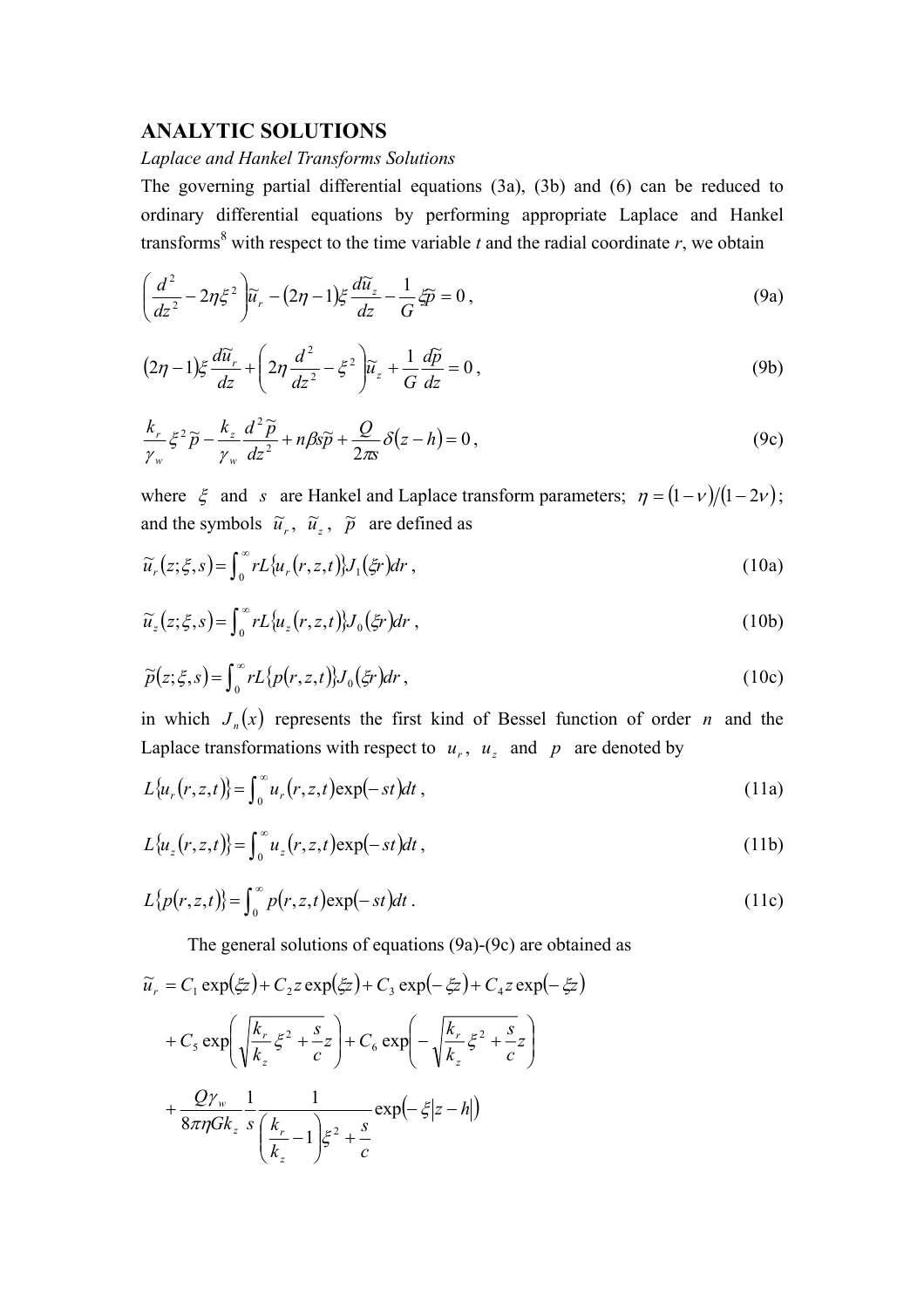## ANALYTIC SOLUTIONS

*Laplace and Hankel Transforms Solutions*

The governing partial differential equations (3a), (3b) and (6) can be reduced to ordinary differential equations by performing appropriate Laplace and Hankel transforms[8] with respect to the time variable $t$ and the radial coordinate $r$, we obtain

$$\left(\frac{d^2}{dz^2} - 2\eta\xi^2\right)\tilde{u}_r - (2\eta - 1)\xi\frac{d\tilde{u}_z}{dz} - \frac{1}{G}\xi\tilde{p} = 0\,, \tag{9a}$$

$$(2\eta - 1)\xi\frac{d\tilde{u}_r}{dz} + \left(2\eta\frac{d^2}{dz^2} - \xi^2\right)\tilde{u}_z + \frac{1}{G}\frac{d\tilde{p}}{dz} = 0\,, \tag{9b}$$

$$\frac{k_r}{\gamma_w}\xi^2\tilde{p} - \frac{k_z}{\gamma_w}\frac{d^2\tilde{p}}{dz^2} + n\beta s\tilde{p} + \frac{Q}{2\pi s}\delta(z - h) = 0\,, \tag{9c}$$

where $\xi$ and $s$ are Hankel and Laplace transform parameters; $\eta = (1-\nu)/(1-2\nu)$; and the symbols $\tilde{u}_r$, $\tilde{u}_z$, $\tilde{p}$ are defined as

$$\tilde{u}_r(z;\xi,s) = \int_0^\infty rL\{u_r(r,z,t)\}J_1(\xi r)dr\,, \tag{10a}$$

$$\tilde{u}_z(z;\xi,s) = \int_0^\infty rL\{u_z(r,z,t)\}J_0(\xi r)dr\,, \tag{10b}$$

$$\tilde{p}(z;\xi,s) = \int_0^\infty rL\{p(r,z,t)\}J_0(\xi r)dr\,, \tag{10c}$$

in which $J_n(x)$ represents the first kind of Bessel function of order $n$ and the Laplace transformations with respect to $u_r$, $u_z$ and $p$ are denoted by

$$L\{u_r(r,z,t)\} = \int_0^\infty u_r(r,z,t)\exp(-st)dt\,, \tag{11a}$$

$$L\{u_z(r,z,t)\} = \int_0^\infty u_z(r,z,t)\exp(-st)dt\,, \tag{11b}$$

$$L\{p(r,z,t)\} = \int_0^\infty p(r,z,t)\exp(-st)dt\,. \tag{11c}$$

The general solutions of equations (9a)-(9c) are obtained as

$$\begin{aligned}
\tilde{u}_r &= C_1\exp(\xi z) + C_2 z\exp(\xi z) + C_3\exp(-\xi z) + C_4 z\exp(-\xi z) \\
&\quad + C_5\exp\left(\sqrt{\frac{k_r}{k_z}\xi^2 + \frac{s}{c}}z\right) + C_6\exp\left(-\sqrt{\frac{k_r}{k_z}\xi^2 + \frac{s}{c}}z\right) \\
&\quad + \frac{Q\gamma_w}{8\pi\eta G k_z}\frac{1}{s}\frac{1}{\left(\frac{k_r}{k_z} - 1\right)\xi^2 + \frac{s}{c}}\exp(-\xi|z - h|)
\end{aligned}$$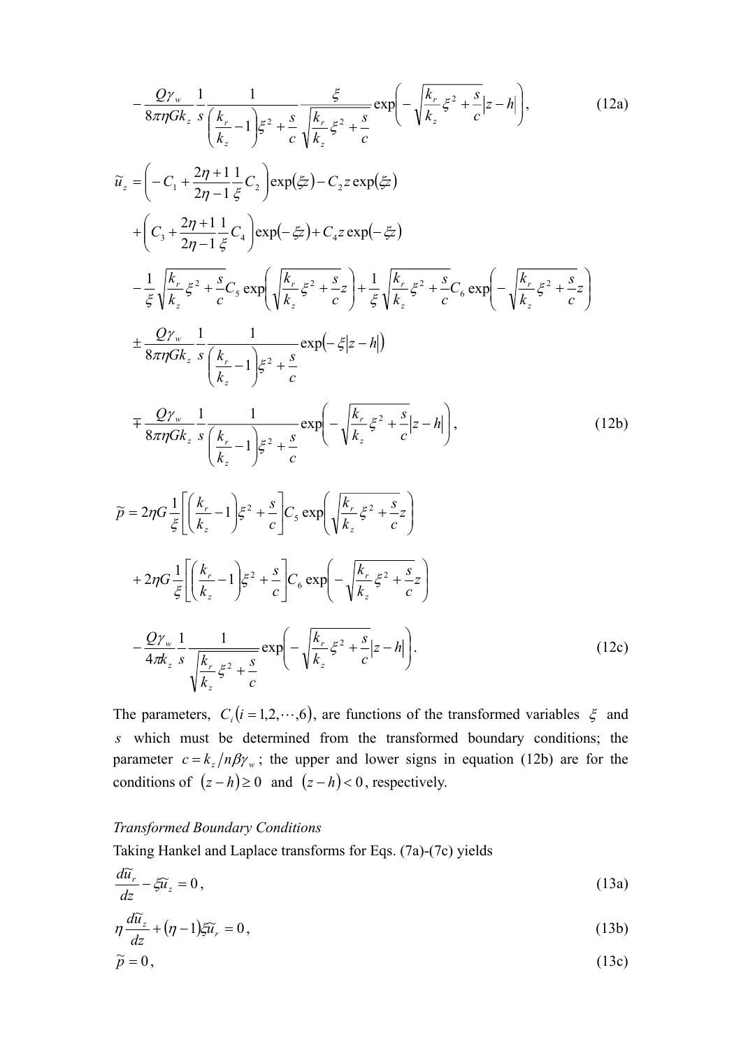$$
-\frac{Q\gamma_w}{8\pi\eta G k_z}\frac{1}{s}\frac{1}{\left(\dfrac{k_r}{k_z}-1\right)\xi^2+\dfrac{s}{c}}\frac{\xi}{\sqrt{\dfrac{k_r}{k_z}\xi^2+\dfrac{s}{c}}}\exp\left(-\sqrt{\frac{k_r}{k_z}\xi^2+\frac{s}{c}}\left|z-h\right|\right), \tag{12a}
$$

$$
\begin{aligned}
\widetilde{u}_z &= \left(-C_1+\frac{2\eta+1}{2\eta-1}\frac{1}{\xi}C_2\right)\exp(\xi z)-C_2 z\exp(\xi z) \\
&+\left(C_3+\frac{2\eta+1}{2\eta-1}\frac{1}{\xi}C_4\right)\exp(-\xi z)+C_4 z\exp(-\xi z) \\
&-\frac{1}{\xi}\sqrt{\frac{k_r}{k_z}\xi^2+\frac{s}{c}}C_5\exp\left(\sqrt{\frac{k_r}{k_z}\xi^2+\frac{s}{c}}z\right)+\frac{1}{\xi}\sqrt{\frac{k_r}{k_z}\xi^2+\frac{s}{c}}C_6\exp\left(-\sqrt{\frac{k_r}{k_z}\xi^2+\frac{s}{c}}z\right) \\
&\pm\frac{Q\gamma_w}{8\pi\eta G k_z}\frac{1}{s}\frac{1}{\left(\dfrac{k_r}{k_z}-1\right)\xi^2+\dfrac{s}{c}}\exp\left(-\xi\left|z-h\right|\right) \\
&\mp\frac{Q\gamma_w}{8\pi\eta G k_z}\frac{1}{s}\frac{1}{\left(\dfrac{k_r}{k_z}-1\right)\xi^2+\dfrac{s}{c}}\exp\left(-\sqrt{\frac{k_r}{k_z}\xi^2+\frac{s}{c}}\left|z-h\right|\right),
\end{aligned} \tag{12b}
$$

$$
\begin{aligned}
\widetilde{p} &= 2\eta G\frac{1}{\xi}\left[\left(\frac{k_r}{k_z}-1\right)\xi^2+\frac{s}{c}\right]C_5\exp\left(\sqrt{\frac{k_r}{k_z}\xi^2+\frac{s}{c}}z\right) \\
&+2\eta G\frac{1}{\xi}\left[\left(\frac{k_r}{k_z}-1\right)\xi^2+\frac{s}{c}\right]C_6\exp\left(-\sqrt{\frac{k_r}{k_z}\xi^2+\frac{s}{c}}z\right) \\
&-\frac{Q\gamma_w}{4\pi k_z}\frac{1}{s}\frac{1}{\sqrt{\dfrac{k_r}{k_z}\xi^2+\dfrac{s}{c}}}\exp\left(-\sqrt{\frac{k_r}{k_z}\xi^2+\frac{s}{c}}\left|z-h\right|\right).
\end{aligned} \tag{12c}
$$

The parameters, $C_i\,(i=1,2,\cdots,6)$, are functions of the transformed variables $\xi$ and $s$ which must be determined from the transformed boundary conditions; the parameter $c=k_z/n\beta\gamma_w$; the upper and lower signs in equation (12b) are for the conditions of $(z-h)\geq 0$ and $(z-h)<0$, respectively.

*Transformed Boundary Conditions*

Taking Hankel and Laplace transforms for Eqs. (7a)-(7c) yields

$$
\frac{d\widetilde{u}_r}{dz}-\xi\widetilde{u}_z=0, \tag{13a}
$$

$$
\eta\frac{d\widetilde{u}_z}{dz}+(\eta-1)\xi\widetilde{u}_r=0, \tag{13b}
$$

$$
\widetilde{p}=0, \tag{13c}
$$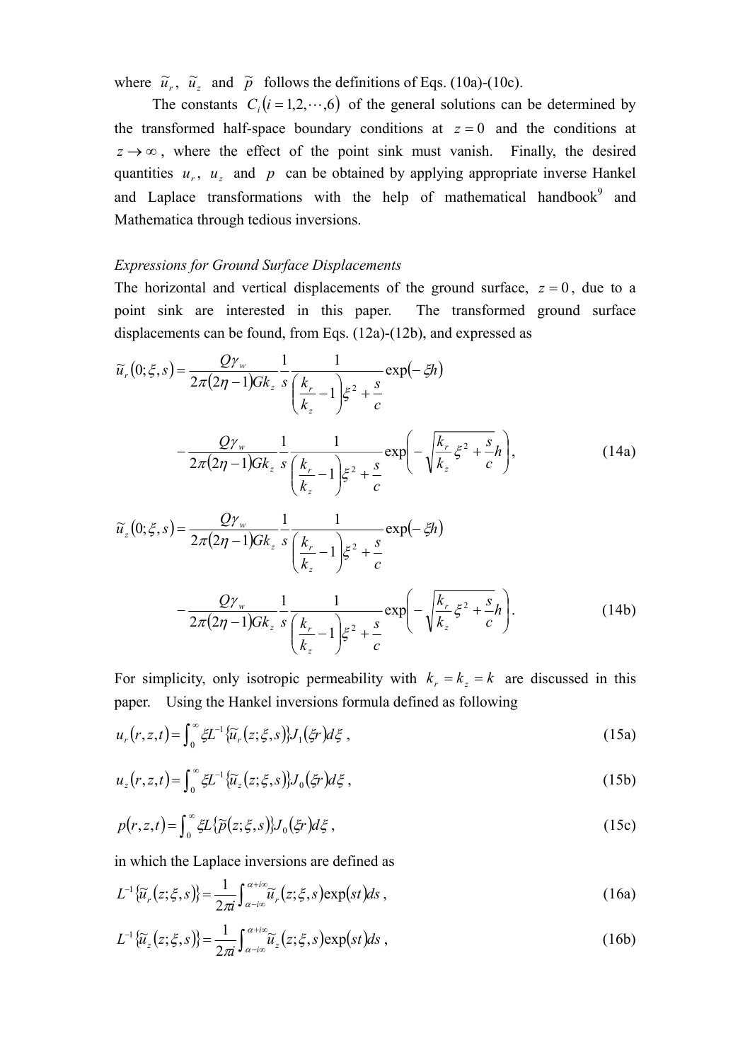where $\widetilde{u}_r$, $\widetilde{u}_z$ and $\widetilde{p}$ follows the definitions of Eqs. (10a)-(10c).

The constants $C_i(i=1,2,\cdots,6)$ of the general solutions can be determined by the transformed half-space boundary conditions at $z=0$ and the conditions at $z\to\infty$, where the effect of the point sink must vanish. Finally, the desired quantities $u_r$, $u_z$ and $p$ can be obtained by applying appropriate inverse Hankel and Laplace transformations with the help of mathematical handbook[9] and Mathematica through tedious inversions.

*Expressions for Ground Surface Displacements*

The horizontal and vertical displacements of the ground surface, $z=0$, due to a point sink are interested in this paper. The transformed ground surface displacements can be found, from Eqs. (12a)-(12b), and expressed as

$$\widetilde{u}_r(0;\xi,s)=\frac{Q\gamma_w}{2\pi(2\eta-1)Gk_z}\frac{1}{s}\frac{1}{\left(\frac{k_r}{k_z}-1\right)\xi^2+\frac{s}{c}}\exp(-\xi h)$$

$$-\frac{Q\gamma_w}{2\pi(2\eta-1)Gk_z}\frac{1}{s}\frac{1}{\left(\frac{k_r}{k_z}-1\right)\xi^2+\frac{s}{c}}\exp\left(-\sqrt{\frac{k_r}{k_z}\xi^2+\frac{s}{c}}h\right), \tag{14a}$$

$$\widetilde{u}_z(0;\xi,s)=\frac{Q\gamma_w}{2\pi(2\eta-1)Gk_z}\frac{1}{s}\frac{1}{\left(\frac{k_r}{k_z}-1\right)\xi^2+\frac{s}{c}}\exp(-\xi h)$$

$$-\frac{Q\gamma_w}{2\pi(2\eta-1)Gk_z}\frac{1}{s}\frac{1}{\left(\frac{k_r}{k_z}-1\right)\xi^2+\frac{s}{c}}\exp\left(-\sqrt{\frac{k_r}{k_z}\xi^2+\frac{s}{c}}h\right). \tag{14b}$$

For simplicity, only isotropic permeability with $k_r=k_z=k$ are discussed in this paper. Using the Hankel inversions formula defined as following

$$u_r(r,z,t)=\int_0^\infty \xi L^{-1}\{\widetilde{u}_r(z;\xi,s)\}J_1(\xi r)d\xi\ , \tag{15a}$$

$$u_z(r,z,t)=\int_0^\infty \xi L^{-1}\{\widetilde{u}_z(z;\xi,s)\}J_0(\xi r)d\xi\ , \tag{15b}$$

$$p(r,z,t)=\int_0^\infty \xi L\{\widetilde{p}(z;\xi,s)\}J_0(\xi r)d\xi\ , \tag{15c}$$

in which the Laplace inversions are defined as

$$L^{-1}\{\widetilde{u}_r(z;\xi,s)\}=\frac{1}{2\pi i}\int_{\alpha-i\infty}^{\alpha+i\infty}\widetilde{u}_r(z;\xi,s)\exp(st)ds\ , \tag{16a}$$

$$L^{-1}\{\widetilde{u}_z(z;\xi,s)\}=\frac{1}{2\pi i}\int_{\alpha-i\infty}^{\alpha+i\infty}\widetilde{u}_z(z;\xi,s)\exp(st)ds\ , \tag{16b}$$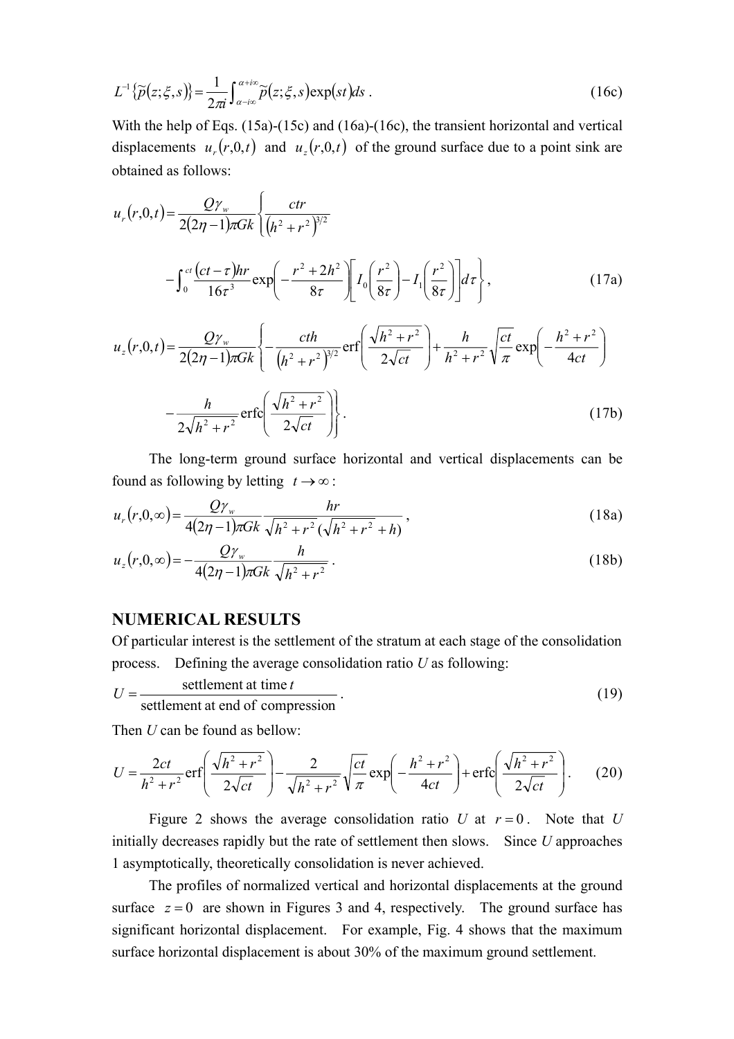$$L^{-1}\{\widetilde{p}(z;\xi,s)\} = \frac{1}{2\pi i}\int_{\alpha-i\infty}^{\alpha+i\infty}\widetilde{p}(z;\xi,s)\exp(st)ds \,. \tag{16c}$$

With the help of Eqs. (15a)-(15c) and (16a)-(16c), the transient horizontal and vertical displacements $u_r(r,0,t)$ and $u_z(r,0,t)$ of the ground surface due to a point sink are obtained as follows:

$$u_r(r,0,t) = \frac{Q\gamma_w}{2(2\eta-1)\pi Gk}\left\{\frac{ctr}{\left(h^2+r^2\right)^{3/2}} - \int_0^{ct}\frac{(ct-\tau)hr}{16\tau^3}\exp\left(-\frac{r^2+2h^2}{8\tau}\right)\left[I_0\left(\frac{r^2}{8\tau}\right)-I_1\left(\frac{r^2}{8\tau}\right)\right]d\tau\right\}, \tag{17a}$$

$$u_z(r,0,t) = \frac{Q\gamma_w}{2(2\eta-1)\pi Gk}\left\{-\frac{cth}{\left(h^2+r^2\right)^{3/2}}\operatorname{erf}\left(\frac{\sqrt{h^2+r^2}}{2\sqrt{ct}}\right)+\frac{h}{h^2+r^2}\sqrt{\frac{ct}{\pi}}\exp\left(-\frac{h^2+r^2}{4ct}\right) - \frac{h}{2\sqrt{h^2+r^2}}\operatorname{erfc}\left(\frac{\sqrt{h^2+r^2}}{2\sqrt{ct}}\right)\right\}. \tag{17b}$$

The long-term ground surface horizontal and vertical displacements can be found as following by letting $t \to \infty$:

$$u_r(r,0,\infty) = \frac{Q\gamma_w}{4(2\eta-1)\pi Gk}\frac{hr}{\sqrt{h^2+r^2}\,(\sqrt{h^2+r^2}+h)}\,, \tag{18a}$$

$$u_z(r,0,\infty) = -\frac{Q\gamma_w}{4(2\eta-1)\pi Gk}\frac{h}{\sqrt{h^2+r^2}}\,. \tag{18b}$$

## NUMERICAL RESULTS

Of particular interest is the settlement of the stratum at each stage of the consolidation process. Defining the average consolidation ratio $U$ as following:

$$U = \frac{\text{settlement at time } t}{\text{settlement at end of compression}}\,. \tag{19}$$

Then $U$ can be found as bellow:

$$U = \frac{2ct}{h^2+r^2}\operatorname{erf}\left(\frac{\sqrt{h^2+r^2}}{2\sqrt{ct}}\right) - \frac{2}{\sqrt{h^2+r^2}}\sqrt{\frac{ct}{\pi}}\exp\left(-\frac{h^2+r^2}{4ct}\right) + \operatorname{erfc}\left(\frac{\sqrt{h^2+r^2}}{2\sqrt{ct}}\right). \tag{20}$$

Figure 2 shows the average consolidation ratio $U$ at $r = 0$. Note that $U$ initially decreases rapidly but the rate of settlement then slows. Since $U$ approaches 1 asymptotically, theoretically consolidation is never achieved.

The profiles of normalized vertical and horizontal displacements at the ground surface $z = 0$ are shown in Figures 3 and 4, respectively. The ground surface has significant horizontal displacement. For example, Fig. 4 shows that the maximum surface horizontal displacement is about 30% of the maximum ground settlement.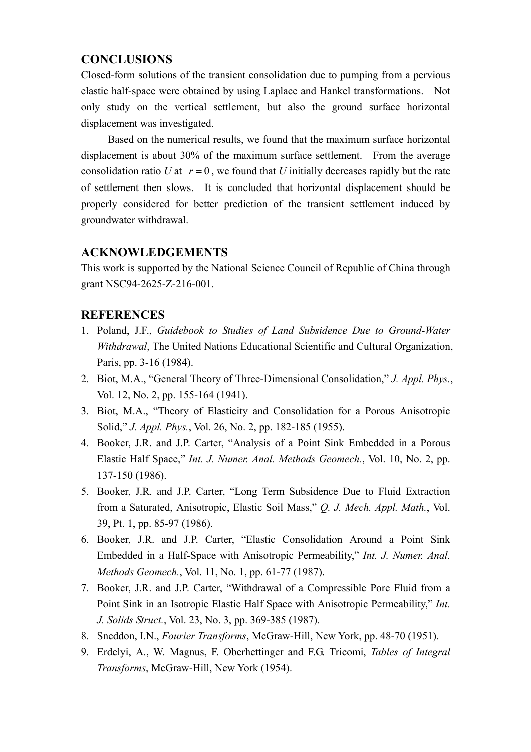## CONCLUSIONS

Closed-form solutions of the transient consolidation due to pumping from a pervious elastic half-space were obtained by using Laplace and Hankel transformations. Not only study on the vertical settlement, but also the ground surface horizontal displacement was investigated.

Based on the numerical results, we found that the maximum surface horizontal displacement is about 30% of the maximum surface settlement. From the average consolidation ratio $U$ at $r = 0$, we found that $U$ initially decreases rapidly but the rate of settlement then slows. It is concluded that horizontal displacement should be properly considered for better prediction of the transient settlement induced by groundwater withdrawal.

## ACKNOWLEDGEMENTS

This work is supported by the National Science Council of Republic of China through grant NSC94-2625-Z-216-001.

## REFERENCES

1. Poland, J.F., *Guidebook to Studies of Land Subsidence Due to Ground-Water Withdrawal*, The United Nations Educational Scientific and Cultural Organization, Paris, pp. 3-16 (1984).
2. Biot, M.A., "General Theory of Three-Dimensional Consolidation," *J. Appl. Phys.*, Vol. 12, No. 2, pp. 155-164 (1941).
3. Biot, M.A., "Theory of Elasticity and Consolidation for a Porous Anisotropic Solid," *J. Appl. Phys.*, Vol. 26, No. 2, pp. 182-185 (1955).
4. Booker, J.R. and J.P. Carter, "Analysis of a Point Sink Embedded in a Porous Elastic Half Space," *Int. J. Numer. Anal. Methods Geomech.*, Vol. 10, No. 2, pp. 137-150 (1986).
5. Booker, J.R. and J.P. Carter, "Long Term Subsidence Due to Fluid Extraction from a Saturated, Anisotropic, Elastic Soil Mass," *Q. J. Mech. Appl. Math.*, Vol. 39, Pt. 1, pp. 85-97 (1986).
6. Booker, J.R. and J.P. Carter, "Elastic Consolidation Around a Point Sink Embedded in a Half-Space with Anisotropic Permeability," *Int. J. Numer. Anal. Methods Geomech.*, Vol. 11, No. 1, pp. 61-77 (1987).
7. Booker, J.R. and J.P. Carter, "Withdrawal of a Compressible Pore Fluid from a Point Sink in an Isotropic Elastic Half Space with Anisotropic Permeability," *Int. J. Solids Struct.*, Vol. 23, No. 3, pp. 369-385 (1987).
8. Sneddon, I.N., *Fourier Transforms*, McGraw-Hill, New York, pp. 48-70 (1951).
9. Erdelyi, A., W. Magnus, F. Oberhettinger and F.G. Tricomi, *Tables of Integral Transforms*, McGraw-Hill, New York (1954).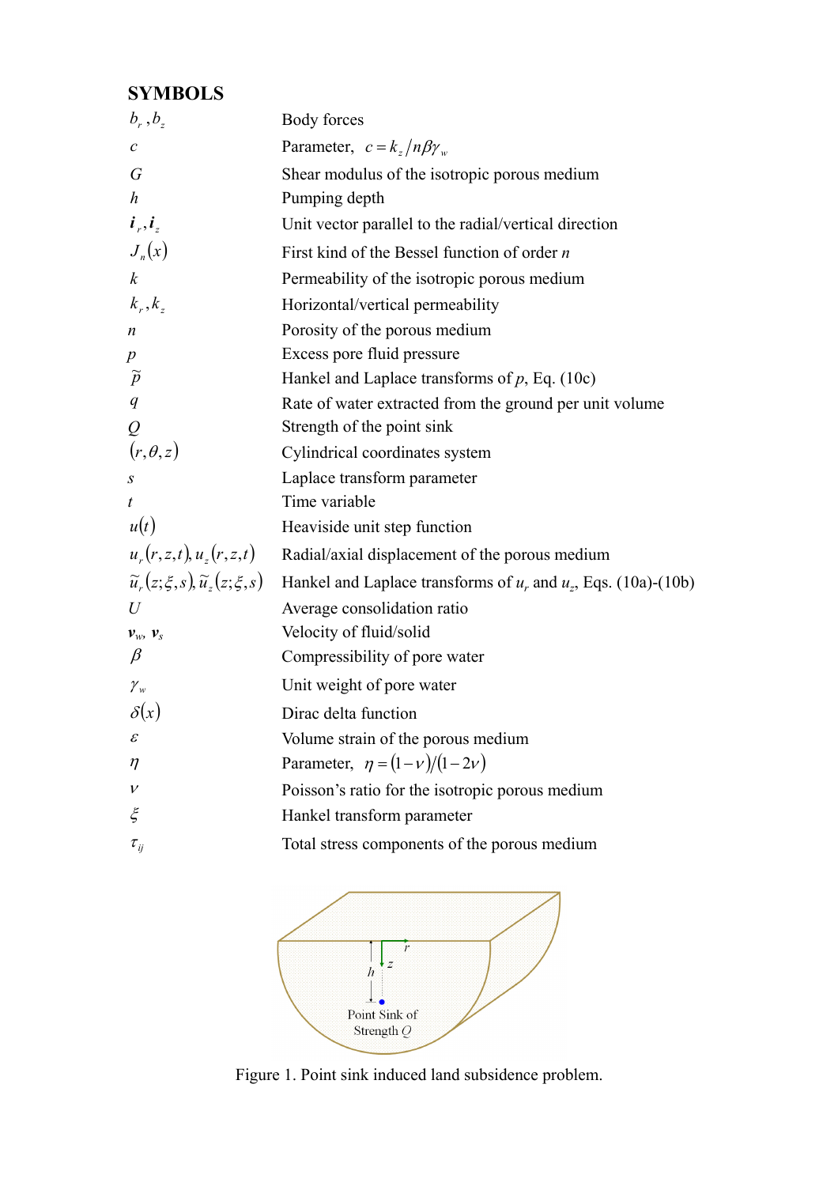## SYMBOLS

| Symbol | Description |
|---|---|
| $b_r, b_z$ | Body forces |
| $c$ | Parameter, $c = k_z / n\beta\gamma_w$ |
| $G$ | Shear modulus of the isotropic porous medium |
| $h$ | Pumping depth |
| $\boldsymbol{i}_r, \boldsymbol{i}_z$ | Unit vector parallel to the radial/vertical direction |
| $J_n(x)$ | First kind of the Bessel function of order *n* |
| $k$ | Permeability of the isotropic porous medium |
| $k_r, k_z$ | Horizontal/vertical permeability |
| $n$ | Porosity of the porous medium |
| $p$ | Excess pore fluid pressure |
| $\tilde{p}$ | Hankel and Laplace transforms of $p$, Eq. (10c) |
| $q$ | Rate of water extracted from the ground per unit volume |
| $Q$ | Strength of the point sink |
| $(r, \theta, z)$ | Cylindrical coordinates system |
| $s$ | Laplace transform parameter |
| $t$ | Time variable |
| $u(t)$ | Heaviside unit step function |
| $u_r(r,z,t), u_z(r,z,t)$ | Radial/axial displacement of the porous medium |
| $\tilde{u}_r(z;\xi,s), \tilde{u}_z(z;\xi,s)$ | Hankel and Laplace transforms of $u_r$ and $u_z$, Eqs. (10a)-(10b) |
| $U$ | Average consolidation ratio |
| $\boldsymbol{v}_w, \boldsymbol{v}_s$ | Velocity of fluid/solid |
| $\beta$ | Compressibility of pore water |
| $\gamma_w$ | Unit weight of pore water |
| $\delta(x)$ | Dirac delta function |
| $\varepsilon$ | Volume strain of the porous medium |
| $\eta$ | Parameter, $\eta = (1-\nu)/(1-2\nu)$ |
| $\nu$ | Poisson's ratio for the isotropic porous medium |
| $\xi$ | Hankel transform parameter |
| $\tau_{ij}$ | Total stress components of the porous medium |

Figure 1. Point sink induced land subsidence problem.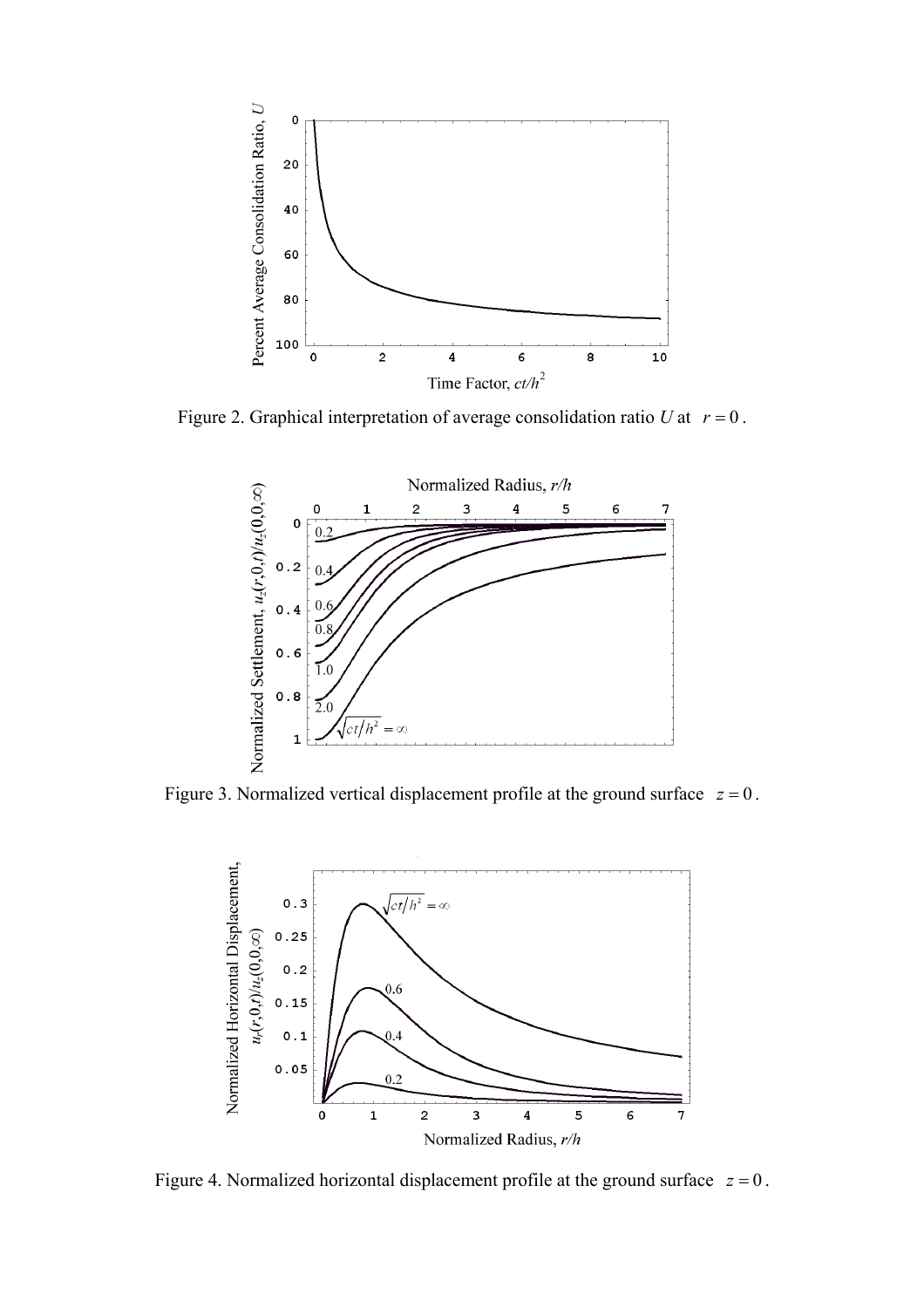Percent Average Consolidation Ratio, $U$

0
20
40
60
80
100

0 2 4 6 8 10

Time Factor, $ct/h^2$

Figure 2. Graphical interpretation of average consolidation ratio $U$ at $r = 0$.

Normalized Radius, $r/h$

0 1 2 3 4 5 6 7

Normalized Settlement, $u_z(r,0,t)/u_z(0,0,\infty)$

0
0.2
0.4
0.6
0.8
1

0.2
0.4
0.6
0.8
1.0
2.0
$\sqrt{ct/h^2} = \infty$

Figure 3. Normalized vertical displacement profile at the ground surface $z = 0$.

Normalized Horizontal Displacement, $u_r(r,0,t)/u_z(0,0,\infty)$

0.3
0.25
0.2
0.15
0.1
0.05

$\sqrt{ct/h^2} = \infty$
0.6
0.4
0.2

0 1 2 3 4 5 6 7

Normalized Radius, $r/h$

Figure 4. Normalized horizontal displacement profile at the ground surface $z = 0$.